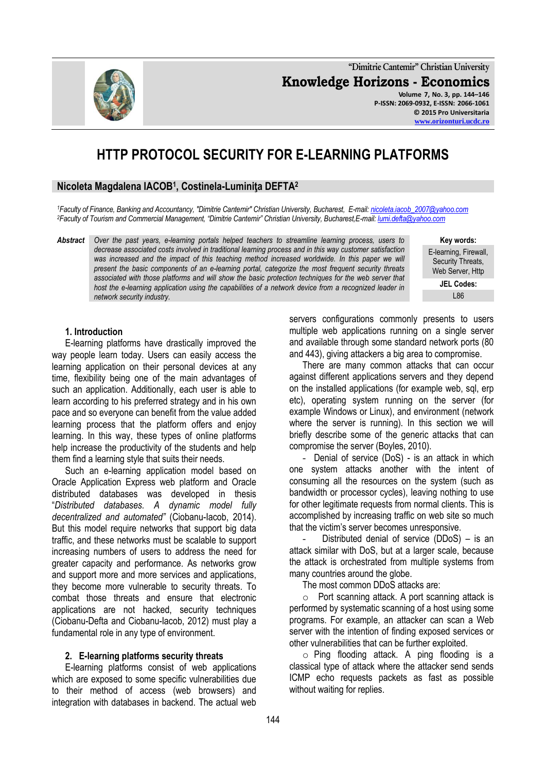# HTTP PROTOCOL SECURITY FOR E-LEARNING PLATFORMS

**Nicoleta Magdalena IACOB[1], Costinela-Luminiţa DEFTA[2]**

*[1]Faculty of Finance, Banking and Accountancy, "Dimitrie Cantemir" Christian University, Bucharest, E-mail: nicoleta.iacob_2007@yahoo.com*
*[2]Faculty of Tourism and Commercial Management, "Dimitrie Cantemir" Christian University, Bucharest,E-mail: lumi.defta@yahoo.com*

**Abstract** *Over the past years, e-learning portals helped teachers to streamline learning process, users to decrease associated costs involved in traditional learning process and in this way customer satisfaction was increased and the impact of this teaching method increased worldwide. In this paper we will present the basic components of an e-learning portal, categorize the most frequent security threats associated with those platforms and will show the basic protection techniques for the web server that host the e-learning application using the capabilities of a network device from a recognized leader in network security industry.*

**Key words:** E-learning, Firewall, Security Threats, Web Server, Http

**JEL Codes:** L86

## 1. Introduction

E-learning platforms have drastically improved the way people learn today. Users can easily access the learning application on their personal devices at any time, flexibility being one of the main advantages of such an application. Additionally, each user is able to learn according to his preferred strategy and in his own pace and so everyone can benefit from the value added learning process that the platform offers and enjoy learning. In this way, these types of online platforms help increase the productivity of the students and help them find a learning style that suits their needs.

Such an e-learning application model based on Oracle Application Express web platform and Oracle distributed databases was developed in thesis "*Distributed databases. A dynamic model fully decentralized and automated*" (Ciobanu-Iacob, 2014). But this model require networks that support big data traffic, and these networks must be scalable to support increasing numbers of users to address the need for greater capacity and performance. As networks grow and support more and more services and applications, they become more vulnerable to security threats. To combat those threats and ensure that electronic applications are not hacked, security techniques (Ciobanu-Defta and Ciobanu-Iacob, 2012) must play a fundamental role in any type of environment.

## 2. E-learning platforms security threats

E-learning platforms consist of web applications which are exposed to some specific vulnerabilities due to their method of access (web browsers) and integration with databases in backend. The actual web servers configurations commonly presents to users multiple web applications running on a single server and available through some standard network ports (80 and 443), giving attackers a big area to compromise.

There are many common attacks that can occur against different applications servers and they depend on the installed applications (for example web, sql, erp etc), operating system running on the server (for example Windows or Linux), and environment (network where the server is running). In this section we will briefly describe some of the generic attacks that can compromise the server (Boyles, 2010).

- Denial of service (DoS) - is an attack in which one system attacks another with the intent of consuming all the resources on the system (such as bandwidth or processor cycles), leaving nothing to use for other legitimate requests from normal clients. This is accomplished by increasing traffic on web site so much that the victim's server becomes unresponsive.
- Distributed denial of service (DDoS) – is an attack similar with DoS, but at a larger scale, because the attack is orchestrated from multiple systems from many countries around the globe.

The most common DDoS attacks are:

- Port scanning attack. A port scanning attack is performed by systematic scanning of a host using some programs. For example, an attacker can scan a Web server with the intention of finding exposed services or other vulnerabilities that can be further exploited.
- Ping flooding attack. A ping flooding is a classical type of attack where the attacker send sends ICMP echo requests packets as fast as possible without waiting for replies.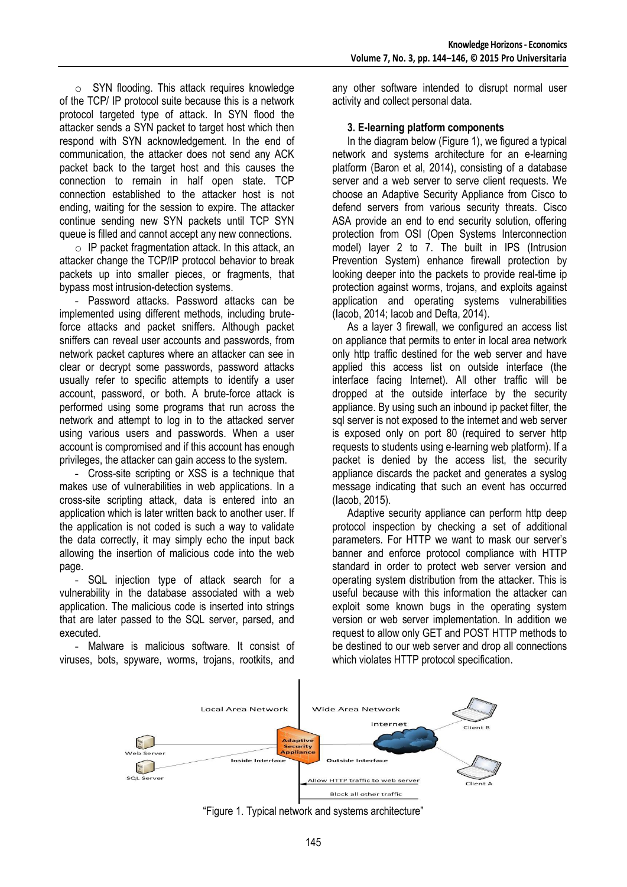- SYN flooding. This attack requires knowledge of the TCP/ IP protocol suite because this is a network protocol targeted type of attack. In SYN flood the attacker sends a SYN packet to target host which then respond with SYN acknowledgement. In the end of communication, the attacker does not send any ACK packet back to the target host and this causes the connection to remain in half open state. TCP connection established to the attacker host is not ending, waiting for the session to expire. The attacker continue sending new SYN packets until TCP SYN queue is filled and cannot accept any new connections.
- IP packet fragmentation attack. In this attack, an attacker change the TCP/IP protocol behavior to break packets up into smaller pieces, or fragments, that bypass most intrusion-detection systems.

- Password attacks. Password attacks can be implemented using different methods, including brute-force attacks and packet sniffers. Although packet sniffers can reveal user accounts and passwords, from network packet captures where an attacker can see in clear or decrypt some passwords, password attacks usually refer to specific attempts to identify a user account, password, or both. A brute-force attack is performed using some programs that run across the network and attempt to log in to the attacked server using various users and passwords. When a user account is compromised and if this account has enough privileges, the attacker can gain access to the system.

- Cross-site scripting or XSS is a technique that makes use of vulnerabilities in web applications. In a cross-site scripting attack, data is entered into an application which is later written back to another user. If the application is not coded is such a way to validate the data correctly, it may simply echo the input back allowing the insertion of malicious code into the web page.

- SQL injection type of attack search for a vulnerability in the database associated with a web application. The malicious code is inserted into strings that are later passed to the SQL server, parsed, and executed.

- Malware is malicious software. It consist of viruses, bots, spyware, worms, trojans, rootkits, and any other software intended to disrupt normal user activity and collect personal data.

### 3. E-learning platform components

In the diagram below (Figure 1), we figured a typical network and systems architecture for an e-learning platform (Baron et al, 2014), consisting of a database server and a web server to serve client requests. We choose an Adaptive Security Appliance from Cisco to defend servers from various security threats. Cisco ASA provide an end to end security solution, offering protection from OSI (Open Systems Interconnection model) layer 2 to 7. The built in IPS (Intrusion Prevention System) enhance firewall protection by looking deeper into the packets to provide real-time ip protection against worms, trojans, and exploits against application and operating systems vulnerabilities (Iacob, 2014; Iacob and Defta, 2014).

As a layer 3 firewall, we configured an access list on appliance that permits to enter in local area network only http traffic destined for the web server and have applied this access list on outside interface (the interface facing Internet). All other traffic will be dropped at the outside interface by the security appliance. By using such an inbound ip packet filter, the sql server is not exposed to the internet and web server is exposed only on port 80 (required to server http requests to students using e-learning web platform). If a packet is denied by the access list, the security appliance discards the packet and generates a syslog message indicating that such an event has occurred (Iacob, 2015).

Adaptive security appliance can perform http deep protocol inspection by checking a set of additional parameters. For HTTP we want to mask our server's banner and enforce protocol compliance with HTTP standard in order to protect web server version and operating system distribution from the attacker. This is useful because with this information the attacker can exploit some known bugs in the operating system version or web server implementation. In addition we request to allow only GET and POST HTTP methods to be destined to our web server and drop all connections which violates HTTP protocol specification.

"Figure 1. Typical network and systems architecture"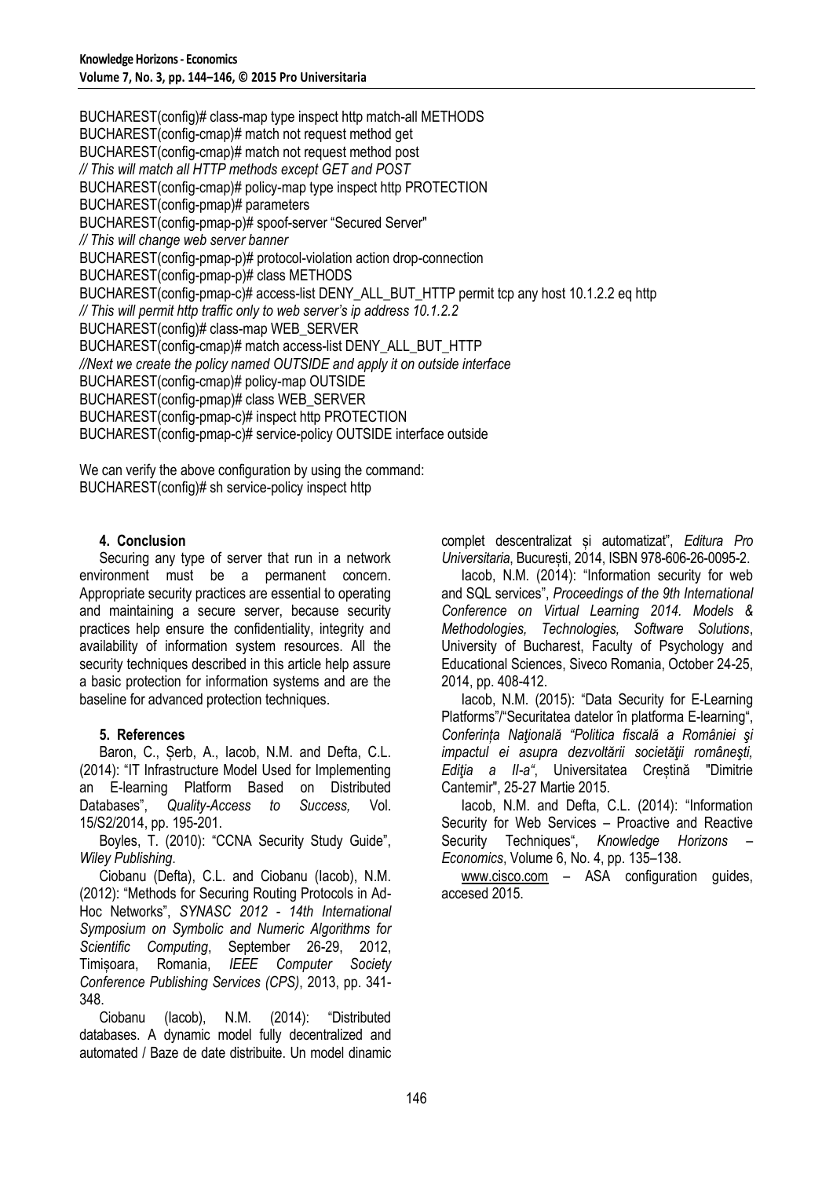```
BUCHAREST(config)# class-map type inspect http match-all METHODS
BUCHAREST(config-cmap)# match not request method get
BUCHAREST(config-cmap)# match not request method post
// This will match all HTTP methods except GET and POST
BUCHAREST(config-cmap)# policy-map type inspect http PROTECTION
BUCHAREST(config-pmap)# parameters
BUCHAREST(config-pmap-p)# spoof-server "Secured Server"
// This will change web server banner
BUCHAREST(config-pmap-p)# protocol-violation action drop-connection
BUCHAREST(config-pmap-p)# class METHODS
BUCHAREST(config-pmap-c)# access-list DENY_ALL_BUT_HTTP permit tcp any host 10.1.2.2 eq http
// This will permit http traffic only to web server's ip address 10.1.2.2
BUCHAREST(config)# class-map WEB_SERVER
BUCHAREST(config-cmap)# match access-list DENY_ALL_BUT_HTTP
//Next we create the policy named OUTSIDE and apply it on outside interface
BUCHAREST(config-cmap)# policy-map OUTSIDE
BUCHAREST(config-pmap)# class WEB_SERVER
BUCHAREST(config-pmap-c)# inspect http PROTECTION
BUCHAREST(config-pmap-c)# service-policy OUTSIDE interface outside
```

We can verify the above configuration by using the command:

```
BUCHAREST(config)# sh service-policy inspect http
```

## 4. Conclusion

Securing any type of server that run in a network environment must be a permanent concern. Appropriate security practices are essential to operating and maintaining a secure server, because security practices help ensure the confidentiality, integrity and availability of information system resources. All the security techniques described in this article help assure a basic protection for information systems and are the baseline for advanced protection techniques.

## 5. References

Baron, C., Șerb, A., Iacob, N.M. and Defta, C.L. (2014): "IT Infrastructure Model Used for Implementing an E-learning Platform Based on Distributed Databases", *Quality-Access to Success,* Vol. 15/S2/2014, pp. 195-201.

Boyles, T. (2010): "CCNA Security Study Guide", *Wiley Publishing*.

Ciobanu (Defta), C.L. and Ciobanu (Iacob), N.M. (2012): "Methods for Securing Routing Protocols in Ad-Hoc Networks", *SYNASC 2012 - 14th International Symposium on Symbolic and Numeric Algorithms for Scientific Computing*, September 26-29, 2012, Timișoara, Romania, *IEEE Computer Society Conference Publishing Services (CPS)*, 2013, pp. 341-348.

Ciobanu (Iacob), N.M. (2014): "Distributed databases. A dynamic model fully decentralized and automated / Baze de date distribuite. Un model dinamic complet descentralizat și automatizat", *Editura Pro Universitaria*, București, 2014, ISBN 978-606-26-0095-2.

Iacob, N.M. (2014): "Information security for web and SQL services", *Proceedings of the 9th International Conference on Virtual Learning 2014. Models & Methodologies, Technologies, Software Solutions*, University of Bucharest, Faculty of Psychology and Educational Sciences, Siveco Romania, October 24-25, 2014, pp. 408-412.

Iacob, N.M. (2015): "Data Security for E-Learning Platforms"/"Securitatea datelor în platforma E-learning", *Conferința Naţională "Politica fiscală a României şi impactul ei asupra dezvoltării societăţii româneşti, Ediţia a II-a"*, Universitatea Creștină "Dimitrie Cantemir", 25-27 Martie 2015.

Iacob, N.M. and Defta, C.L. (2014): "Information Security for Web Services – Proactive and Reactive Security Techniques", *Knowledge Horizons – Economics*, Volume 6, No. 4, pp. 135–138.

www.cisco.com – ASA configuration guides, accesed 2015.